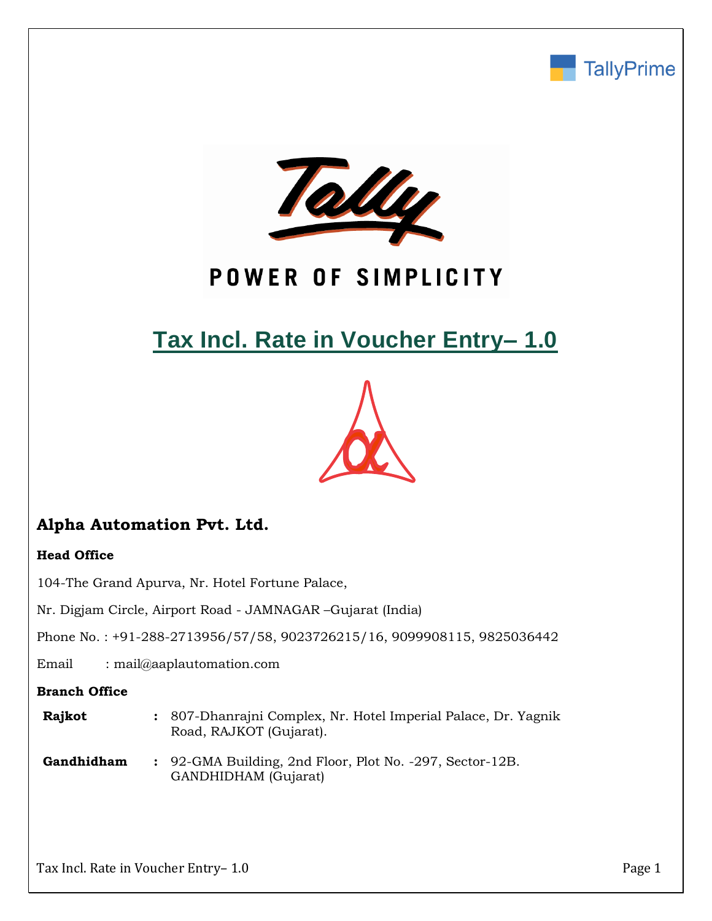TallyPrime

POWER OF SIMPLICITY

# Tax Incl. Rate in Voucher Entry– 1.0

## Alpha Automation Pvt. Ltd.

**Head Office**

104-The Grand Apurva, Nr. Hotel Fortune Palace,

Nr. Digjam Circle, Airport Road - JAMNAGAR –Gujarat (India)

Phone No. : +91-288-2713956/57/58, 9023726215/16, 9099908115, 9825036442

Email : mail@aaplautomation.com

**Branch Office**

**Rajkot** : 807-Dhanrajni Complex, Nr. Hotel Imperial Palace, Dr. Yagnik Road, RAJKOT (Gujarat).

**Gandhidham** : 92-GMA Building, 2nd Floor, Plot No. -297, Sector-12B. GANDHIDHAM (Gujarat)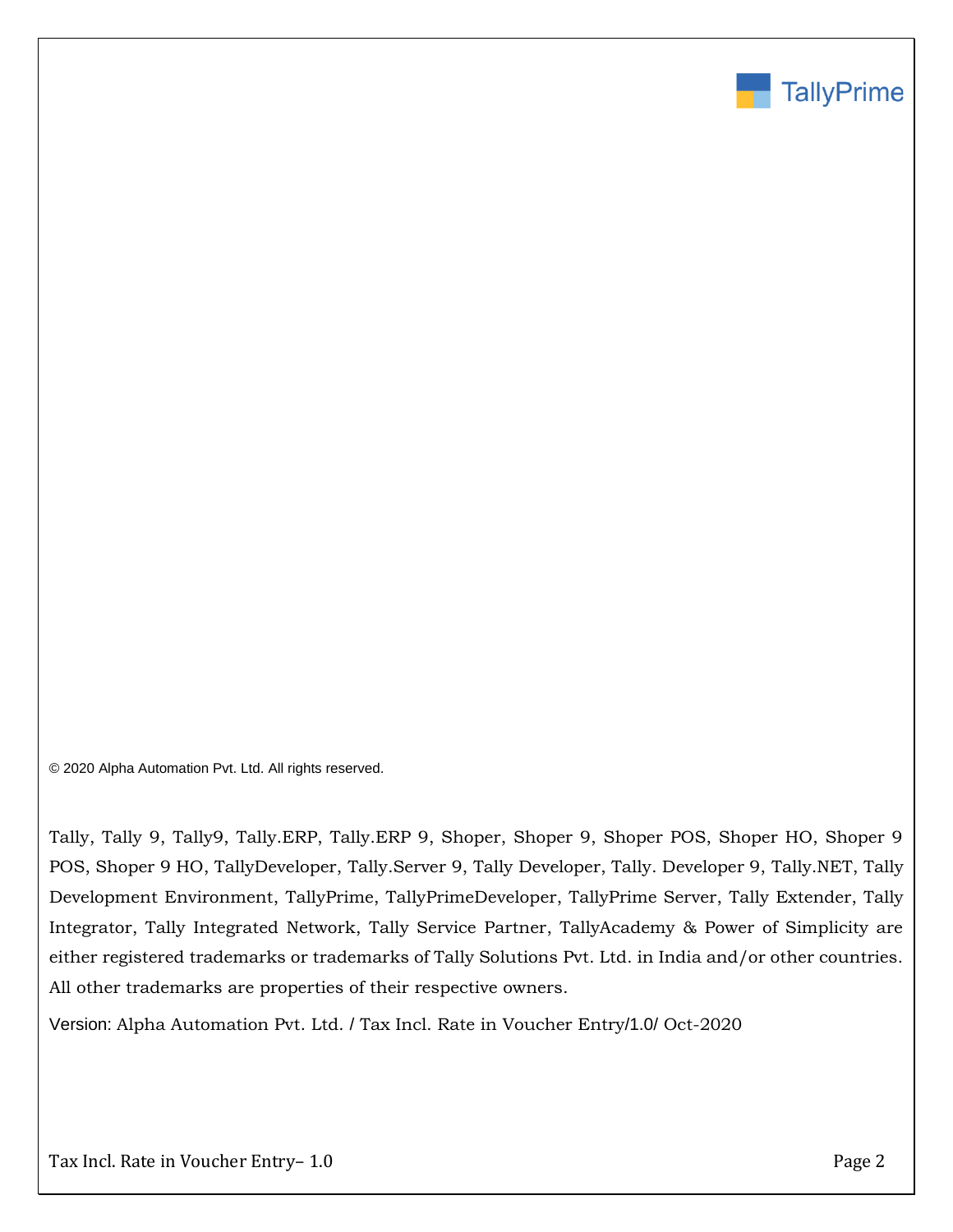© 2020 Alpha Automation Pvt. Ltd. All rights reserved.

Tally, Tally 9, Tally9, Tally.ERP, Tally.ERP 9, Shoper, Shoper 9, Shoper POS, Shoper HO, Shoper 9 POS, Shoper 9 HO, TallyDeveloper, Tally.Server 9, Tally Developer, Tally. Developer 9, Tally.NET, Tally Development Environment, TallyPrime, TallyPrimeDeveloper, TallyPrime Server, Tally Extender, Tally Integrator, Tally Integrated Network, Tally Service Partner, TallyAcademy & Power of Simplicity are either registered trademarks or trademarks of Tally Solutions Pvt. Ltd. in India and/or other countries. All other trademarks are properties of their respective owners.

Version: Alpha Automation Pvt. Ltd. / Tax Incl. Rate in Voucher Entry/1.0/ Oct-2020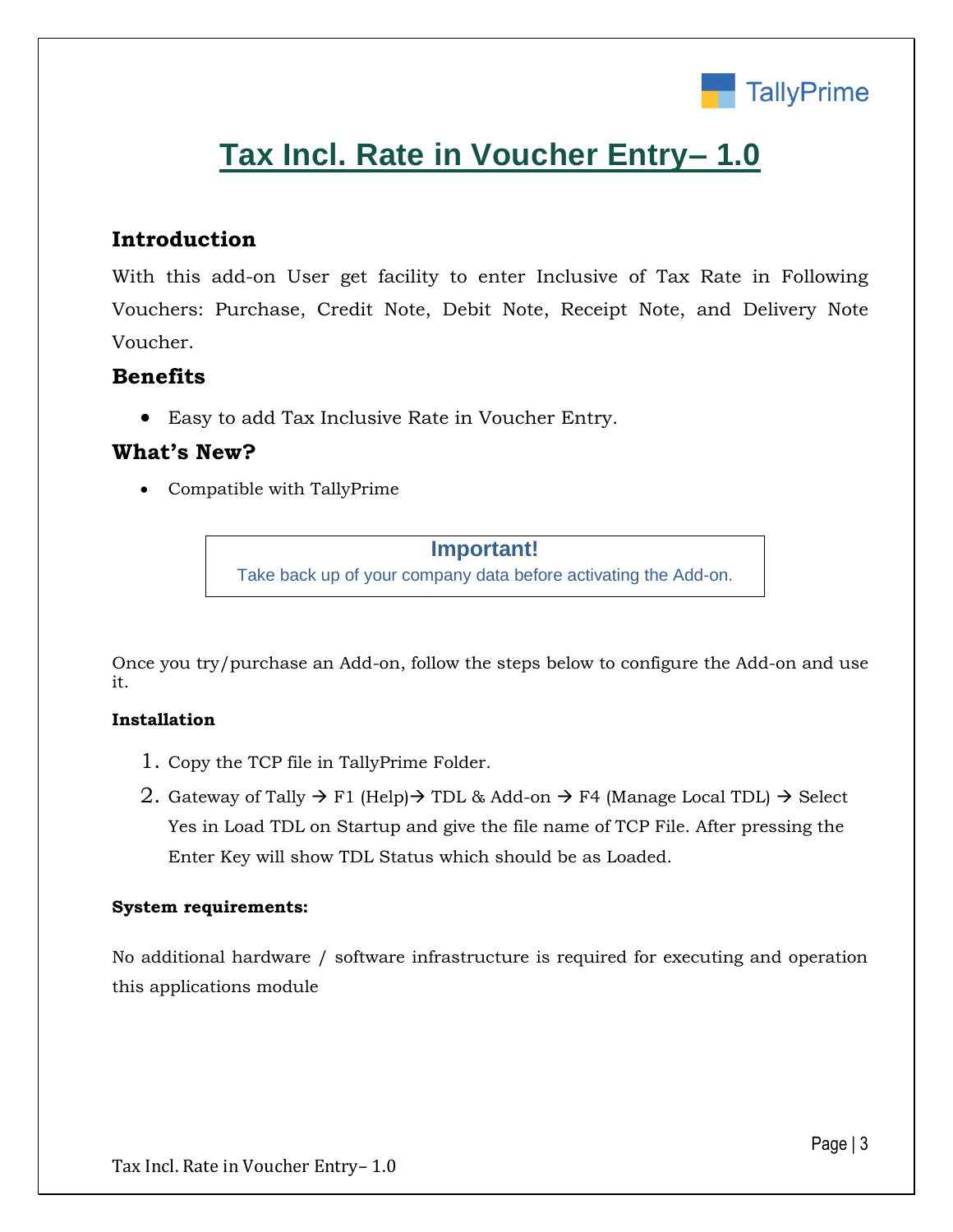# Tax Incl. Rate in Voucher Entry– 1.0

## Introduction

With this add-on User get facility to enter Inclusive of Tax Rate in Following Vouchers: Purchase, Credit Note, Debit Note, Receipt Note, and Delivery Note Voucher.

## Benefits

- Easy to add Tax Inclusive Rate in Voucher Entry.

## What's New?

- Compatible with TallyPrime

**Important!**

Take back up of your company data before activating the Add-on.

Once you try/purchase an Add-on, follow the steps below to configure the Add-on and use it.

**Installation**

1. Copy the TCP file in TallyPrime Folder.
2. Gateway of Tally → F1 (Help)→ TDL & Add-on → F4 (Manage Local TDL) → Select Yes in Load TDL on Startup and give the file name of TCP File. After pressing the Enter Key will show TDL Status which should be as Loaded.

**System requirements:**

No additional hardware / software infrastructure is required for executing and operation this applications module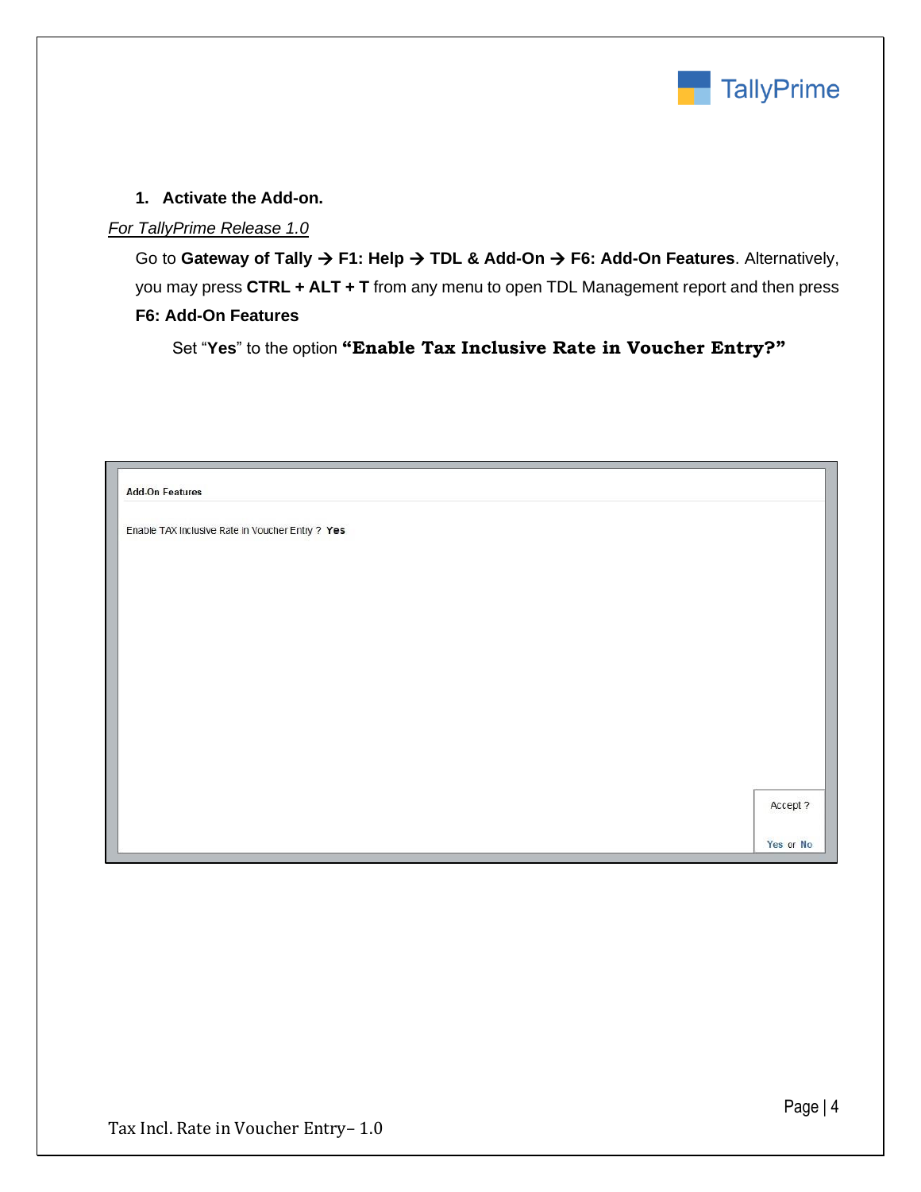1. **Activate the Add-on.**

*For TallyPrime Release 1.0*

Go to **Gateway of Tally → F1: Help → TDL & Add-On → F6: Add-On Features**. Alternatively, you may press **CTRL + ALT + T** from any menu to open TDL Management report and then press **F6: Add-On Features**

Set "**Yes**" to the option **"Enable Tax Inclusive Rate in Voucher Entry?"**

**Add-On Features**

Enable TAX Inclusive Rate in Voucher Entry ? **Yes**

Accept ?

Yes or No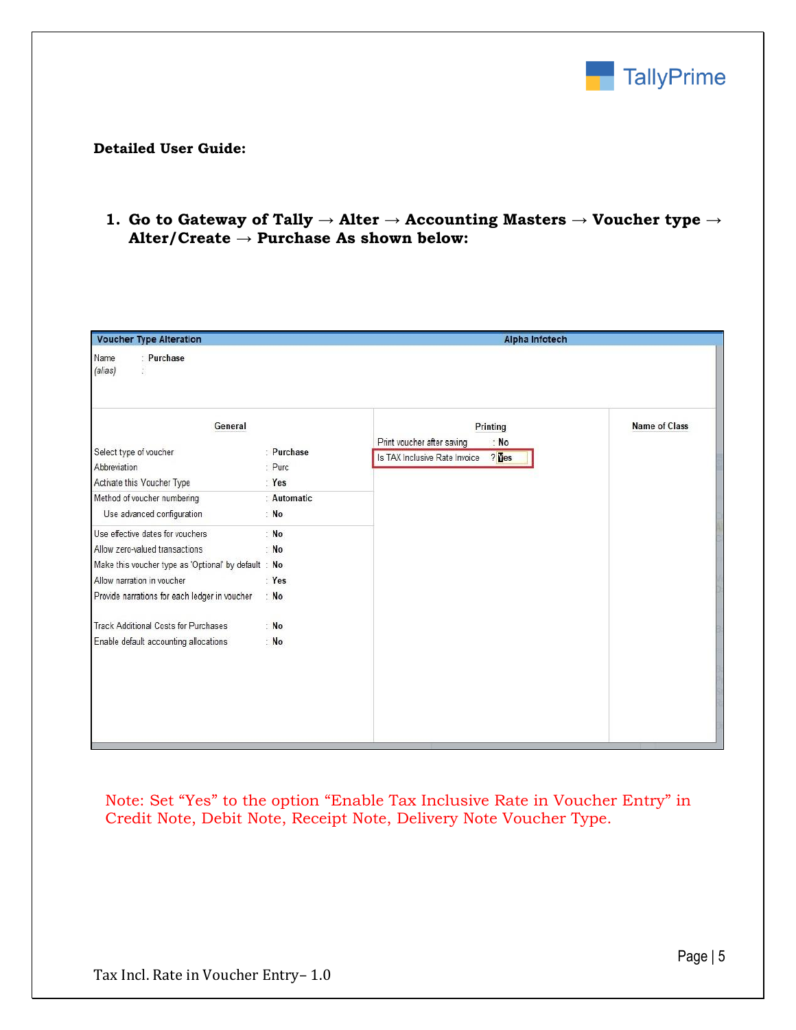**Detailed User Guide:**

1. **Go to Gateway of Tally → Alter → Accounting Masters → Voucher type → Alter/Create → Purchase As shown below:**

**Voucher Type Alteration** — Alpha Infotech

Name : Purchase
(alias) :

**General**

| | |
|---|---|
| Select type of voucher | Purchase |
| Abbreviation | Purc |
| Activate this Voucher Type | Yes |
| Method of voucher numbering | Automatic |
| Use advanced configuration | No |
| Use effective dates for vouchers | No |
| Allow zero-valued transactions | No |
| Make this voucher type as 'Optional' by default | No |
| Allow narration in voucher | Yes |
| Provide narrations for each ledger in voucher | No |
| Track Additional Costs for Purchases | No |
| Enable default accounting allocations | No |

**Printing**

| | |
|---|---|
| Print voucher after saving | No |
| Is TAX Inclusive Rate Invoice | Yes |

**Name of Class**

Note: Set "Yes" to the option "Enable Tax Inclusive Rate in Voucher Entry" in Credit Note, Debit Note, Receipt Note, Delivery Note Voucher Type.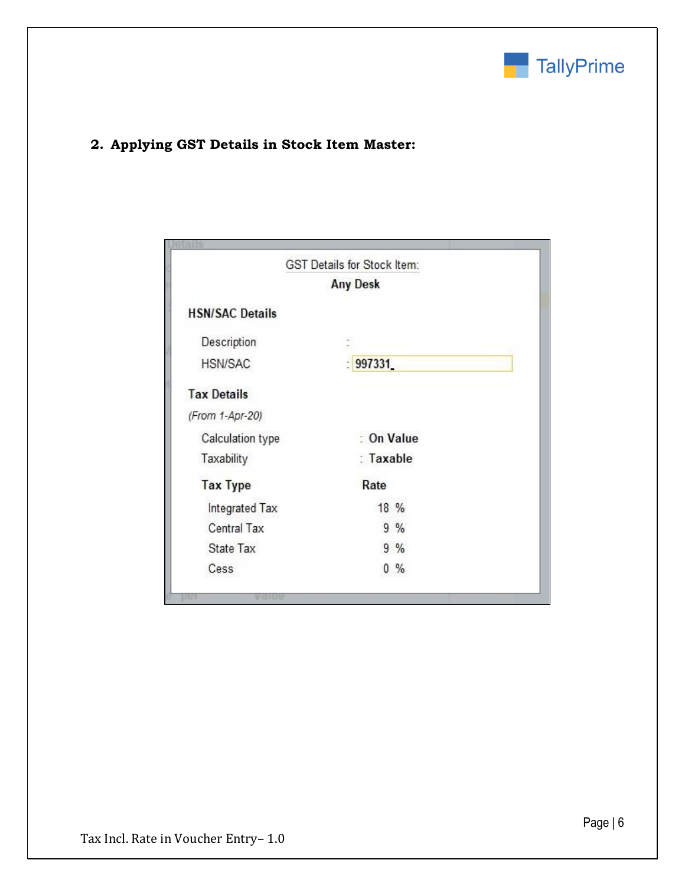## 2. Applying GST Details in Stock Item Master:

GST Details for Stock Item:

**Any Desk**

**HSN/SAC Details**

Description :

HSN/SAC : 997331

**Tax Details**

*(From 1-Apr-20)*

Calculation type : **On Value**

Taxability : **Taxable**

| Tax Type | Rate |
|---|---|
| Integrated Tax | 18 % |
| Central Tax | 9 % |
| State Tax | 9 % |
| Cess | 0 % |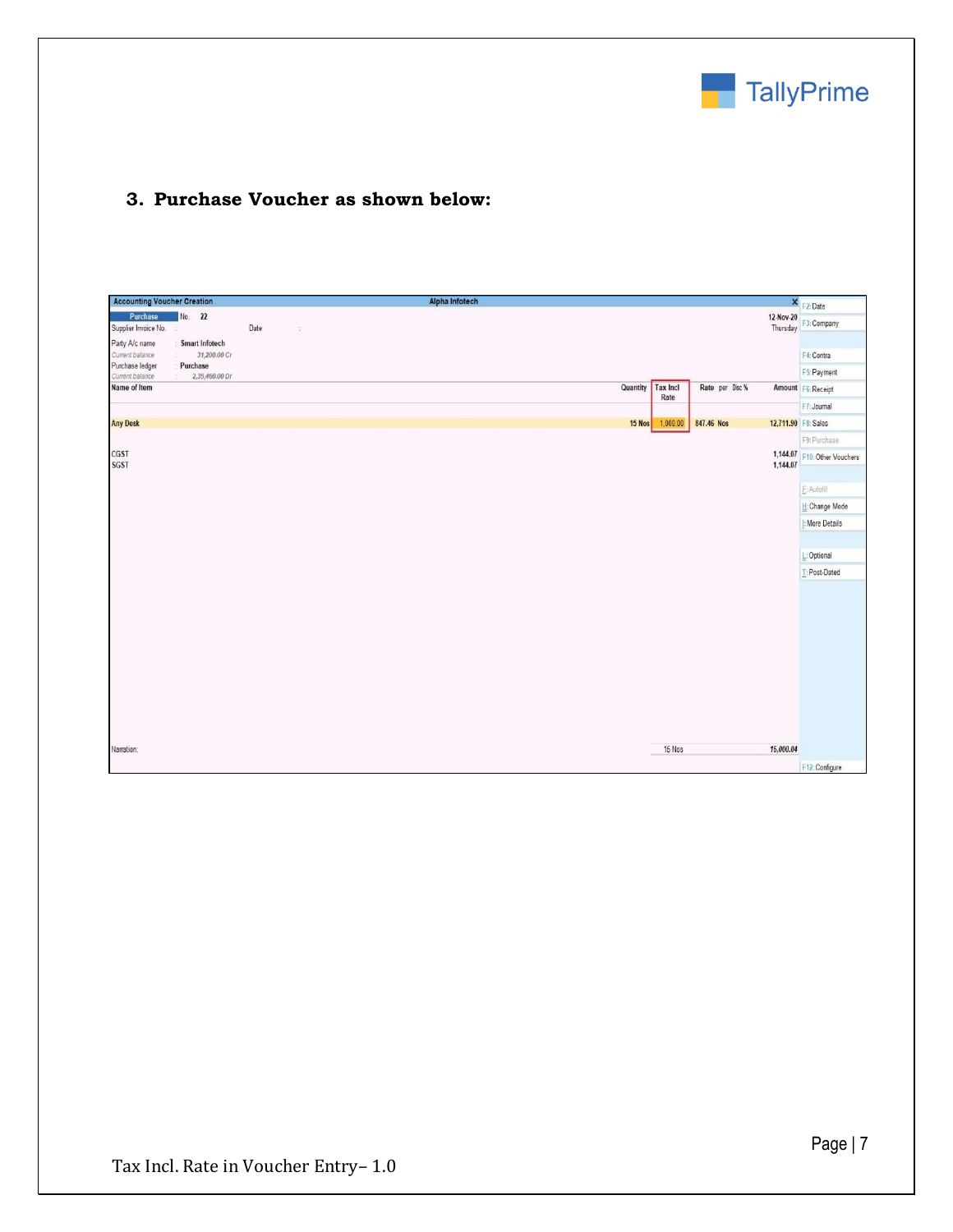### 3. Purchase Voucher as shown below:

Accounting Voucher Creation — Alpha Infotech

Purchase No. 22 — 12-Nov-20, Thursday

Supplier Invoice No. : Date :

Party A/c name : Smart Infotech
Current balance : 31,200.00 Cr
Purchase ledger : Purchase
Current balance : 2,35,460.00 Dr

| Name of Item | Quantity | Tax Incl Rate | Rate | per | Disc % | Amount |
|---|---|---|---|---|---|---|
| Any Desk | 15 Nos | 1,000.00 | 847.46 | Nos | | 12,711.90 |
| CGST | | | | | | 1,144.07 |
| SGST | | | | | | 1,144.07 |
| | 15 Nos | | | | | 15,000.04 |

Narration:

F2: Date, F3: Company, F4: Contra, F5: Payment, F6: Receipt, F7: Journal, F8: Sales, F9: Purchase, F10: Other Vouchers, E: Autofill, H: Change Mode, I: More Details, L: Optional, T: Post-Dated, F12: Configure

Tax Incl. Rate in Voucher Entry– 1.0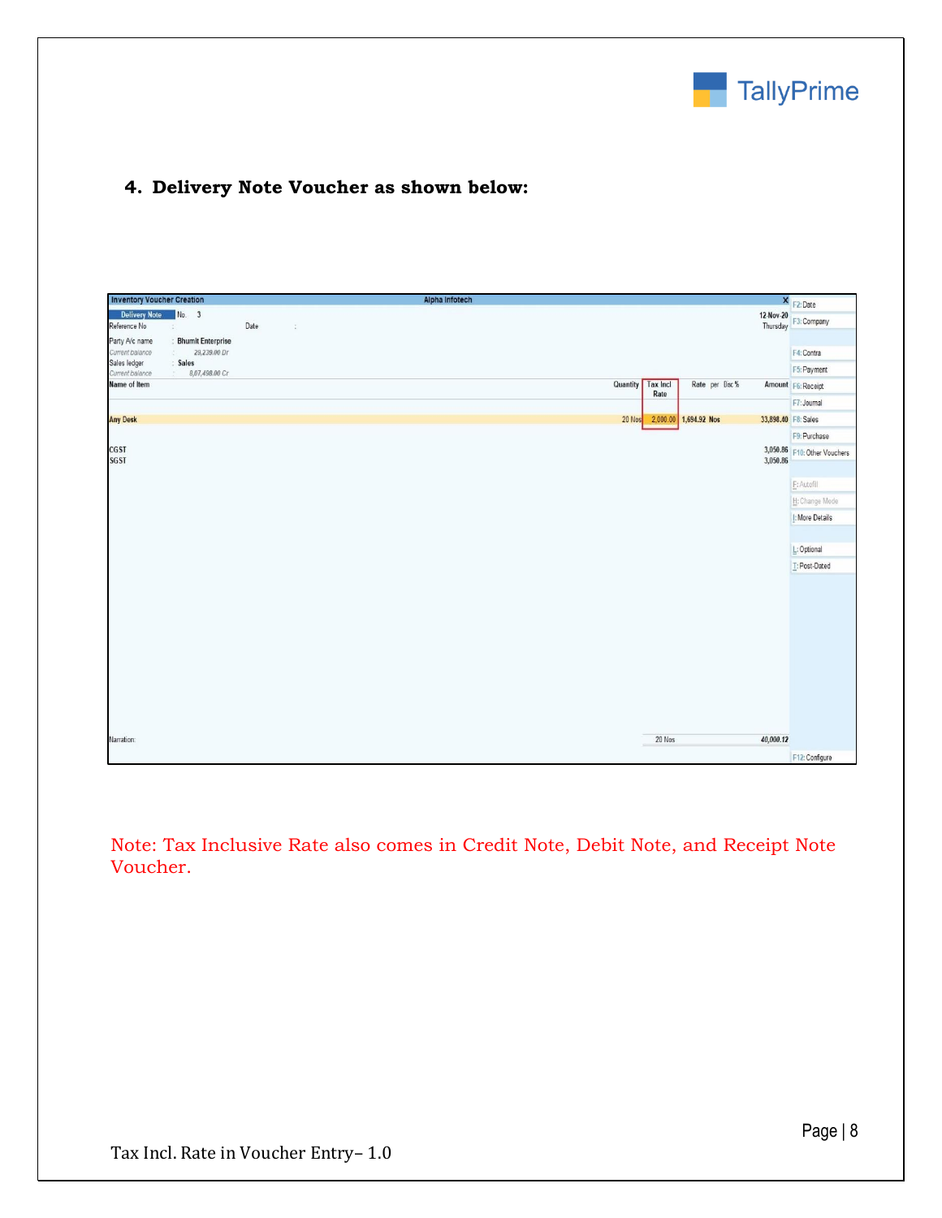**4. Delivery Note Voucher as shown below:**

| Inventory Voucher Creation | Alpha Infotech | | | | |
|---|---|---|---|---|---|
| Delivery Note No. 3 | | | | | 12-Nov-20 Thursday |
| Reference No : | Date : | | | | |
| Party A/c name : Bhumit Enterprise | | | | | |
| Current balance : 29,239.00 Dr | | | | | |
| Sales ledger : Sales | | | | | |
| Current balance : 8,07,498.00 Cr | | | | | |
| **Name of Item** | **Quantity** | **Tax Incl Rate** | **Rate** | **per** | **Amount** |
| Any Desk | 20 Nos | 2,000.00 | 1,694.92 | Nos | 33,898.40 |
| CGST | | | | | 3,050.86 |
| SGST | | | | | 3,050.86 |
| Narration: | 20 Nos | | | | 40,000.12 |

Note: Tax Inclusive Rate also comes in Credit Note, Debit Note, and Receipt Note Voucher.

Tax Incl. Rate in Voucher Entry– 1.0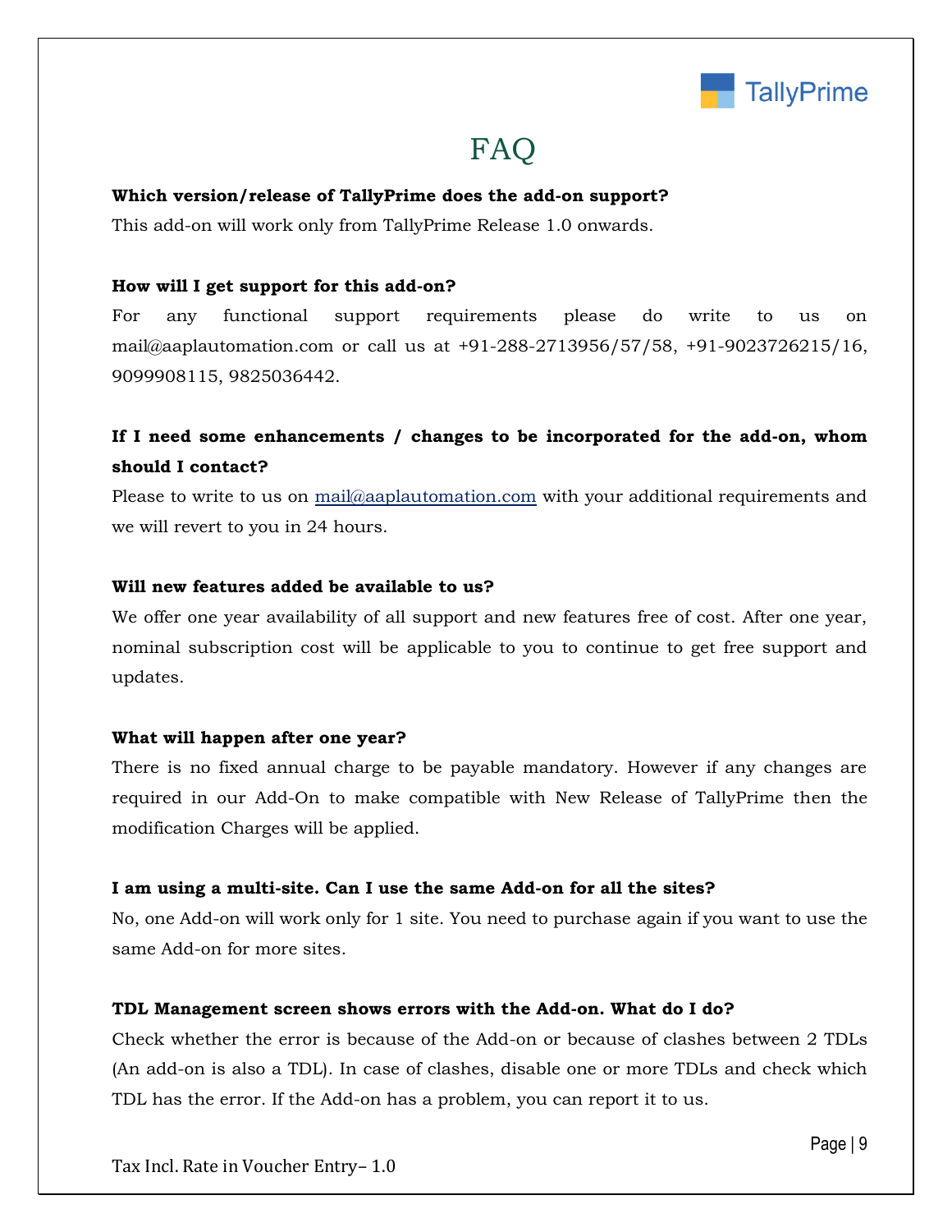# FAQ

**Which version/release of TallyPrime does the add-on support?**

This add-on will work only from TallyPrime Release 1.0 onwards.

**How will I get support for this add-on?**

For any functional support requirements please do write to us on mail@aaplautomation.com or call us at +91-288-2713956/57/58, +91-9023726215/16, 9099908115, 9825036442.

**If I need some enhancements / changes to be incorporated for the add-on, whom should I contact?**

Please to write to us on mail@aaplautomation.com with your additional requirements and we will revert to you in 24 hours.

**Will new features added be available to us?**

We offer one year availability of all support and new features free of cost. After one year, nominal subscription cost will be applicable to you to continue to get free support and updates.

**What will happen after one year?**

There is no fixed annual charge to be payable mandatory. However if any changes are required in our Add-On to make compatible with New Release of TallyPrime then the modification Charges will be applied.

**I am using a multi-site. Can I use the same Add-on for all the sites?**

No, one Add-on will work only for 1 site. You need to purchase again if you want to use the same Add-on for more sites.

**TDL Management screen shows errors with the Add-on. What do I do?**

Check whether the error is because of the Add-on or because of clashes between 2 TDLs (An add-on is also a TDL). In case of clashes, disable one or more TDLs and check which TDL has the error. If the Add-on has a problem, you can report it to us.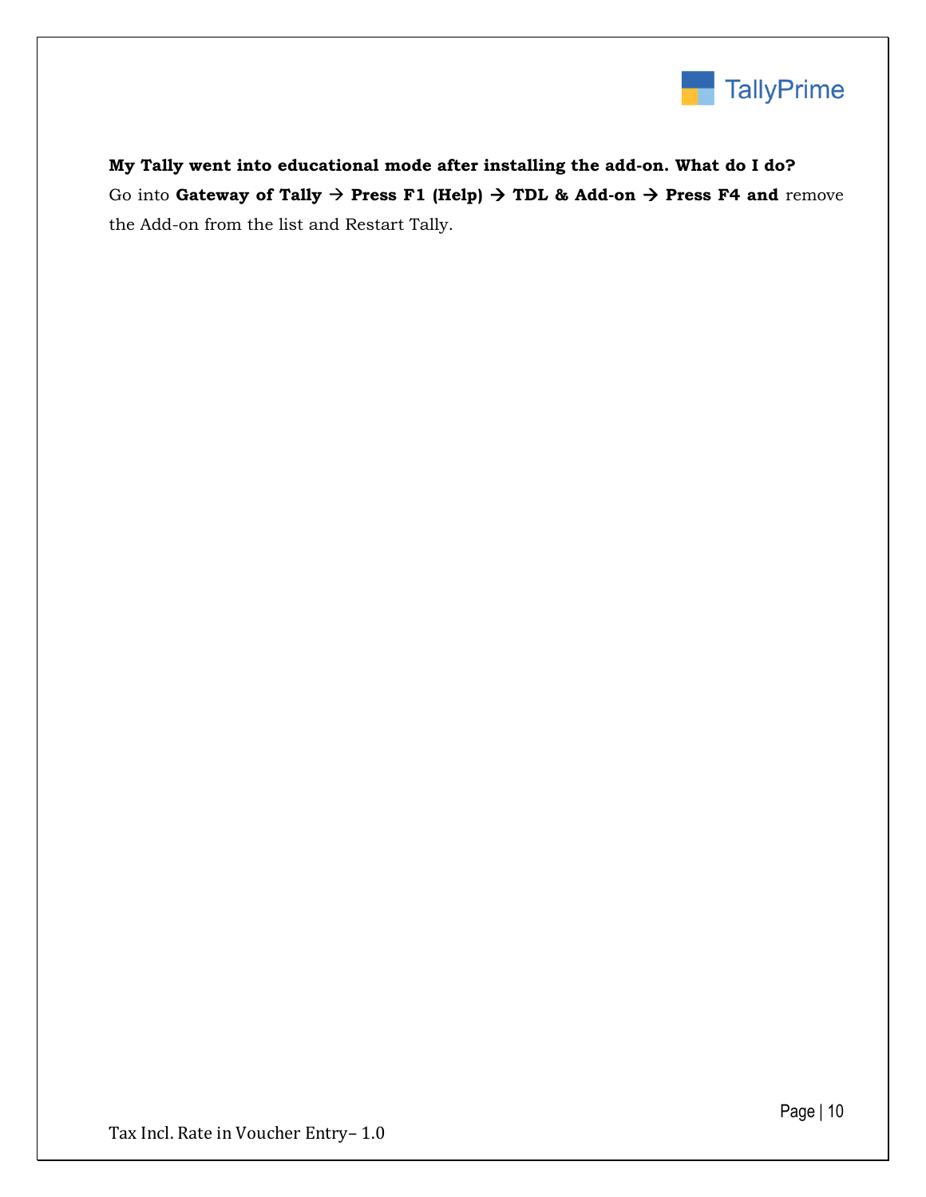**My Tally went into educational mode after installing the add-on. What do I do?**

Go into **Gateway of Tally → Press F1 (Help) → TDL & Add-on → Press F4 and** remove the Add-on from the list and Restart Tally.